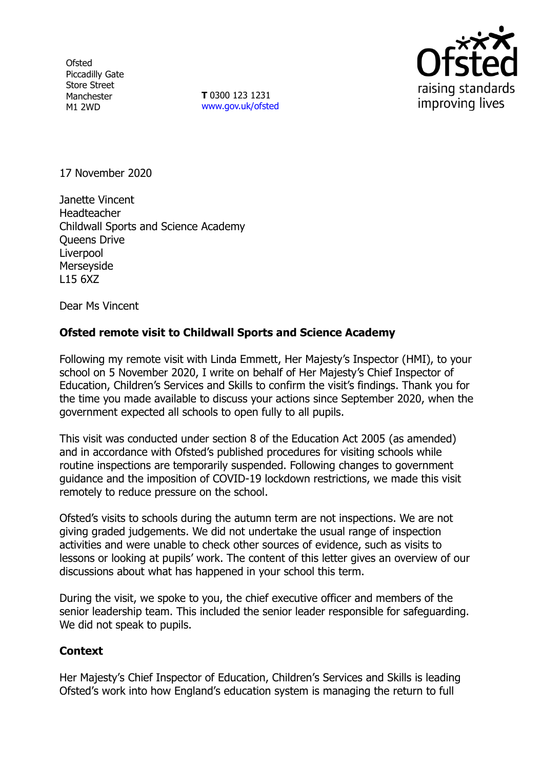Ofsted
Piccadilly Gate
Store Street
Manchester
M1 2WD

**T** 0300 123 1231
www.gov.uk/ofsted

17 November 2020

Janette Vincent
Headteacher
Childwall Sports and Science Academy
Queens Drive
Liverpool
Merseyside
L15 6XZ

Dear Ms Vincent

**Ofsted remote visit to Childwall Sports and Science Academy**

Following my remote visit with Linda Emmett, Her Majesty's Inspector (HMI), to your school on 5 November 2020, I write on behalf of Her Majesty's Chief Inspector of Education, Children's Services and Skills to confirm the visit's findings. Thank you for the time you made available to discuss your actions since September 2020, when the government expected all schools to open fully to all pupils.

This visit was conducted under section 8 of the Education Act 2005 (as amended) and in accordance with Ofsted's published procedures for visiting schools while routine inspections are temporarily suspended. Following changes to government guidance and the imposition of COVID-19 lockdown restrictions, we made this visit remotely to reduce pressure on the school.

Ofsted's visits to schools during the autumn term are not inspections. We are not giving graded judgements. We did not undertake the usual range of inspection activities and were unable to check other sources of evidence, such as visits to lessons or looking at pupils' work. The content of this letter gives an overview of our discussions about what has happened in your school this term.

During the visit, we spoke to you, the chief executive officer and members of the senior leadership team. This included the senior leader responsible for safeguarding. We did not speak to pupils.

**Context**

Her Majesty's Chief Inspector of Education, Children's Services and Skills is leading Ofsted's work into how England's education system is managing the return to full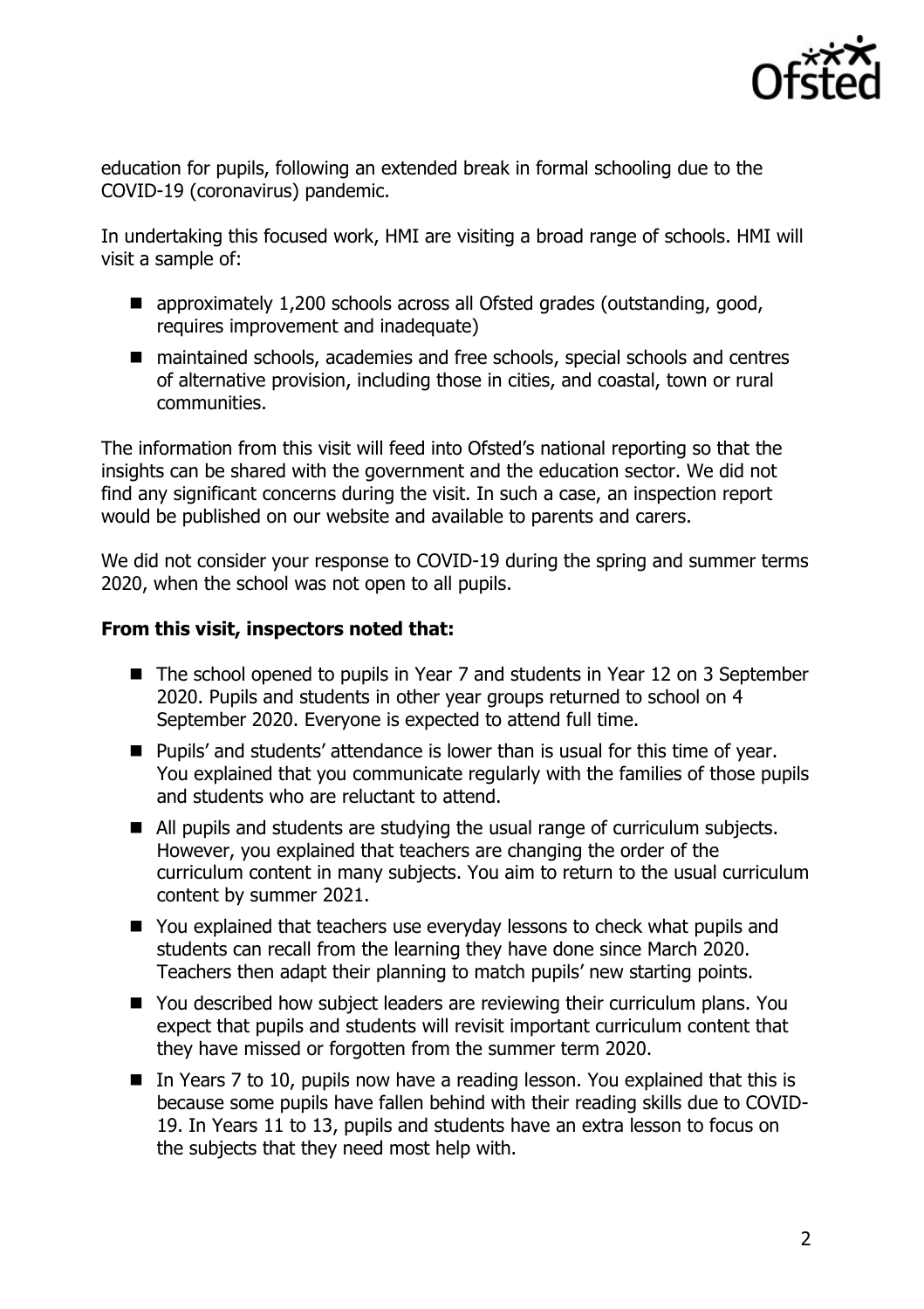education for pupils, following an extended break in formal schooling due to the COVID-19 (coronavirus) pandemic.

In undertaking this focused work, HMI are visiting a broad range of schools. HMI will visit a sample of:

- approximately 1,200 schools across all Ofsted grades (outstanding, good, requires improvement and inadequate)
- maintained schools, academies and free schools, special schools and centres of alternative provision, including those in cities, and coastal, town or rural communities.

The information from this visit will feed into Ofsted's national reporting so that the insights can be shared with the government and the education sector. We did not find any significant concerns during the visit. In such a case, an inspection report would be published on our website and available to parents and carers.

We did not consider your response to COVID-19 during the spring and summer terms 2020, when the school was not open to all pupils.

**From this visit, inspectors noted that:**

- The school opened to pupils in Year 7 and students in Year 12 on 3 September 2020. Pupils and students in other year groups returned to school on 4 September 2020. Everyone is expected to attend full time.
- Pupils' and students' attendance is lower than is usual for this time of year. You explained that you communicate regularly with the families of those pupils and students who are reluctant to attend.
- All pupils and students are studying the usual range of curriculum subjects. However, you explained that teachers are changing the order of the curriculum content in many subjects. You aim to return to the usual curriculum content by summer 2021.
- You explained that teachers use everyday lessons to check what pupils and students can recall from the learning they have done since March 2020. Teachers then adapt their planning to match pupils' new starting points.
- You described how subject leaders are reviewing their curriculum plans. You expect that pupils and students will revisit important curriculum content that they have missed or forgotten from the summer term 2020.
- In Years 7 to 10, pupils now have a reading lesson. You explained that this is because some pupils have fallen behind with their reading skills due to COVID-19. In Years 11 to 13, pupils and students have an extra lesson to focus on the subjects that they need most help with.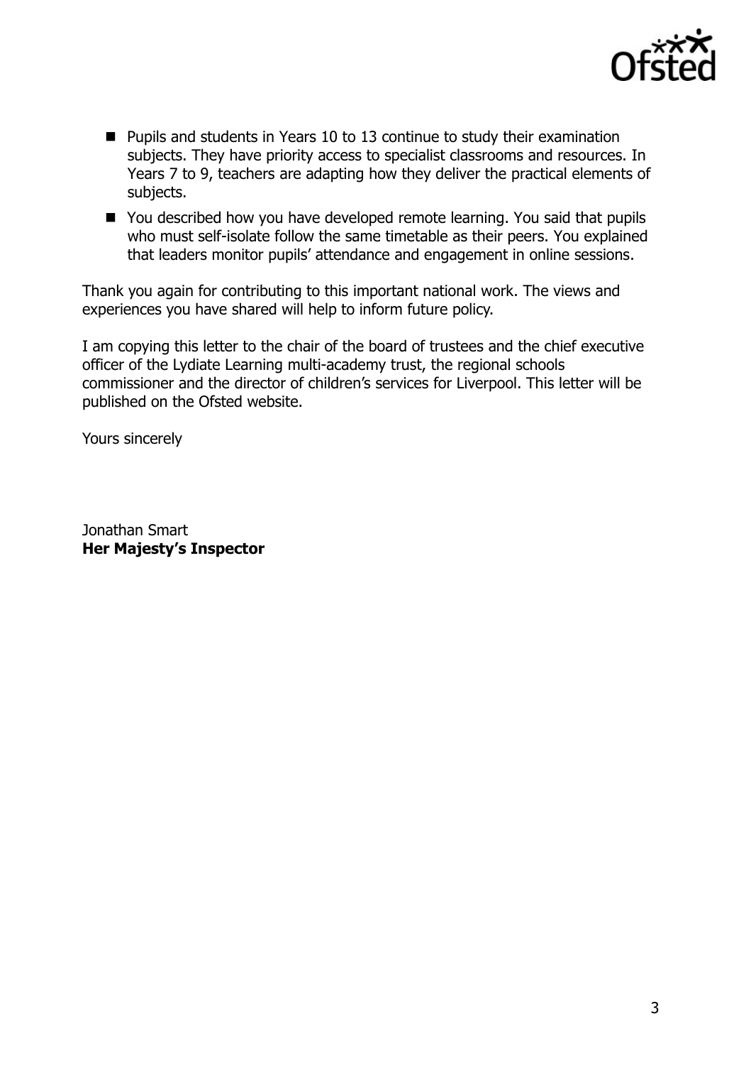- Pupils and students in Years 10 to 13 continue to study their examination subjects. They have priority access to specialist classrooms and resources. In Years 7 to 9, teachers are adapting how they deliver the practical elements of subjects.
- You described how you have developed remote learning. You said that pupils who must self-isolate follow the same timetable as their peers. You explained that leaders monitor pupils' attendance and engagement in online sessions.

Thank you again for contributing to this important national work. The views and experiences you have shared will help to inform future policy.

I am copying this letter to the chair of the board of trustees and the chief executive officer of the Lydiate Learning multi-academy trust, the regional schools commissioner and the director of children's services for Liverpool. This letter will be published on the Ofsted website.

Yours sincerely

Jonathan Smart
**Her Majesty's Inspector**